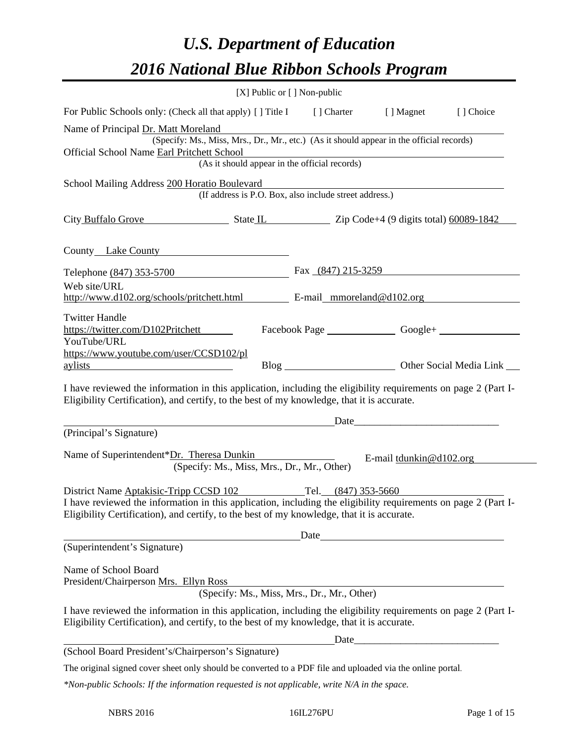# U.S. Department of Education
# 2016 National Blue Ribbon Schools Program

[X] Public or [ ] Non-public

For Public Schools only: (Check all that apply) [ ] Title I [ ] Charter [ ] Magnet [ ] Choice

Name of Principal Dr. Matt Moreland
(Specify: Ms., Miss, Mrs., Dr., Mr., etc.) (As it should appear in the official records)

Official School Name Earl Pritchett School
(As it should appear in the official records)

School Mailing Address 200 Horatio Boulevard
(If address is P.O. Box, also include street address.)

City Buffalo Grove State IL Zip Code+4 (9 digits total) 60089-1842

County Lake County

Telephone (847) 353-5700 Fax (847) 215-3259

Web site/URL http://www.d102.org/schools/pritchett.html E-mail mmoreland@d102.org

Twitter Handle https://twitter.com/D102Pritchett Facebook Page ______ Google+ ______

YouTube/URL https://www.youtube.com/user/CCSD102/playlists Blog ______ Other Social Media Link ______

I have reviewed the information in this application, including the eligibility requirements on page 2 (Part I-Eligibility Certification), and certify, to the best of my knowledge, that it is accurate.

______________________________ Date______________________

(Principal's Signature)

Name of Superintendent*Dr. Theresa Dunkin E-mail tdunkin@d102.org
(Specify: Ms., Miss, Mrs., Dr., Mr., Other)

District Name Aptakisic-Tripp CCSD 102 Tel. (847) 353-5660

I have reviewed the information in this application, including the eligibility requirements on page 2 (Part I-Eligibility Certification), and certify, to the best of my knowledge, that it is accurate.

______________________________ Date______________________

(Superintendent's Signature)

Name of School Board
President/Chairperson Mrs. Ellyn Ross
(Specify: Ms., Miss, Mrs., Dr., Mr., Other)

I have reviewed the information in this application, including the eligibility requirements on page 2 (Part I-Eligibility Certification), and certify, to the best of my knowledge, that it is accurate.

______________________________ Date______________________

(School Board President's/Chairperson's Signature)

The original signed cover sheet only should be converted to a PDF file and uploaded via the online portal.

*\*Non-public Schools: If the information requested is not applicable, write N/A in the space.*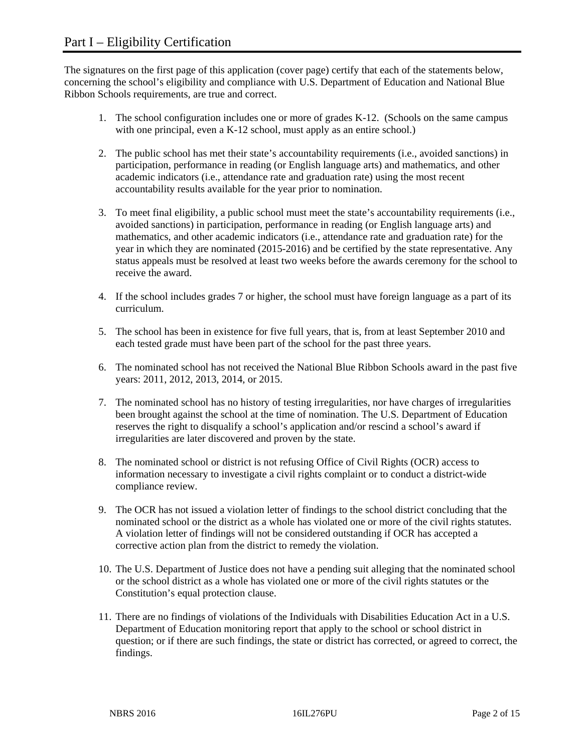# Part I – Eligibility Certification

The signatures on the first page of this application (cover page) certify that each of the statements below, concerning the school's eligibility and compliance with U.S. Department of Education and National Blue Ribbon Schools requirements, are true and correct.

1. The school configuration includes one or more of grades K-12. (Schools on the same campus with one principal, even a K-12 school, must apply as an entire school.)

2. The public school has met their state's accountability requirements (i.e., avoided sanctions) in participation, performance in reading (or English language arts) and mathematics, and other academic indicators (i.e., attendance rate and graduation rate) using the most recent accountability results available for the year prior to nomination.

3. To meet final eligibility, a public school must meet the state's accountability requirements (i.e., avoided sanctions) in participation, performance in reading (or English language arts) and mathematics, and other academic indicators (i.e., attendance rate and graduation rate) for the year in which they are nominated (2015-2016) and be certified by the state representative. Any status appeals must be resolved at least two weeks before the awards ceremony for the school to receive the award.

4. If the school includes grades 7 or higher, the school must have foreign language as a part of its curriculum.

5. The school has been in existence for five full years, that is, from at least September 2010 and each tested grade must have been part of the school for the past three years.

6. The nominated school has not received the National Blue Ribbon Schools award in the past five years: 2011, 2012, 2013, 2014, or 2015.

7. The nominated school has no history of testing irregularities, nor have charges of irregularities been brought against the school at the time of nomination. The U.S. Department of Education reserves the right to disqualify a school's application and/or rescind a school's award if irregularities are later discovered and proven by the state.

8. The nominated school or district is not refusing Office of Civil Rights (OCR) access to information necessary to investigate a civil rights complaint or to conduct a district-wide compliance review.

9. The OCR has not issued a violation letter of findings to the school district concluding that the nominated school or the district as a whole has violated one or more of the civil rights statutes. A violation letter of findings will not be considered outstanding if OCR has accepted a corrective action plan from the district to remedy the violation.

10. The U.S. Department of Justice does not have a pending suit alleging that the nominated school or the school district as a whole has violated one or more of the civil rights statutes or the Constitution's equal protection clause.

11. There are no findings of violations of the Individuals with Disabilities Education Act in a U.S. Department of Education monitoring report that apply to the school or school district in question; or if there are such findings, the state or district has corrected, or agreed to correct, the findings.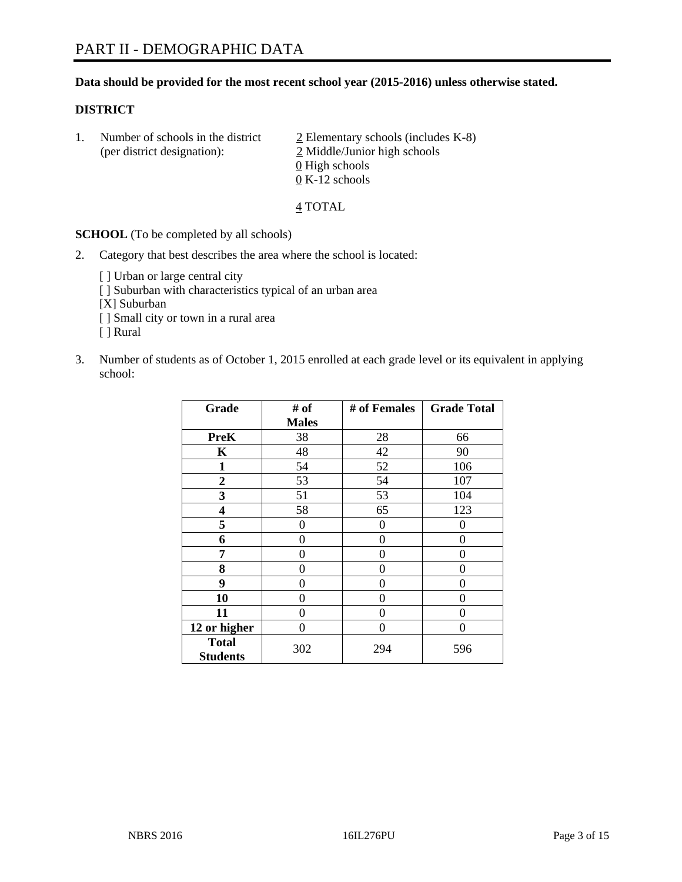# PART II - DEMOGRAPHIC DATA

**Data should be provided for the most recent school year (2015-2016) unless otherwise stated.**

**DISTRICT**

1. Number of schools in the district (per district designation):
   2 Elementary schools (includes K-8)
   2 Middle/Junior high schools
   0 High schools
   0 K-12 schools

   4 TOTAL

**SCHOOL** (To be completed by all schools)

2. Category that best describes the area where the school is located:

   [ ] Urban or large central city
   [ ] Suburban with characteristics typical of an urban area
   [X] Suburban
   [ ] Small city or town in a rural area
   [ ] Rural

3. Number of students as of October 1, 2015 enrolled at each grade level or its equivalent in applying school:

| Grade | # of Males | # of Females | Grade Total |
|---|---|---|---|
| **PreK** | 38 | 28 | 66 |
| **K** | 48 | 42 | 90 |
| **1** | 54 | 52 | 106 |
| **2** | 53 | 54 | 107 |
| **3** | 51 | 53 | 104 |
| **4** | 58 | 65 | 123 |
| **5** | 0 | 0 | 0 |
| **6** | 0 | 0 | 0 |
| **7** | 0 | 0 | 0 |
| **8** | 0 | 0 | 0 |
| **9** | 0 | 0 | 0 |
| **10** | 0 | 0 | 0 |
| **11** | 0 | 0 | 0 |
| **12 or higher** | 0 | 0 | 0 |
| **Total Students** | 302 | 294 | 596 |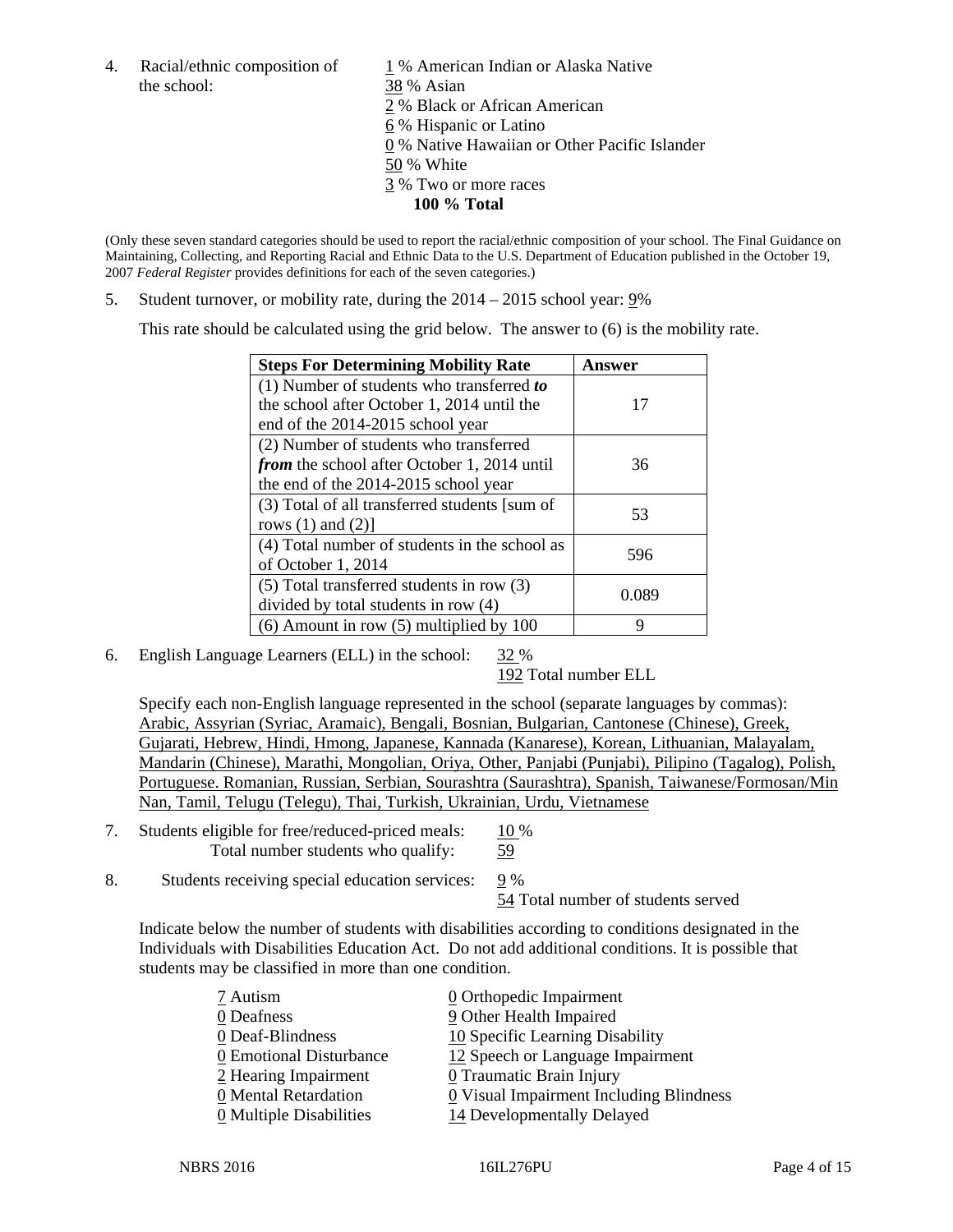4. Racial/ethnic composition of the school:

1 % American Indian or Alaska Native
38 % Asian
2 % Black or African American
6 % Hispanic or Latino
0 % Native Hawaiian or Other Pacific Islander
50 % White
3 % Two or more races
**100 % Total**

(Only these seven standard categories should be used to report the racial/ethnic composition of your school. The Final Guidance on Maintaining, Collecting, and Reporting Racial and Ethnic Data to the U.S. Department of Education published in the October 19, 2007 *Federal Register* provides definitions for each of the seven categories.)

5. Student turnover, or mobility rate, during the 2014 – 2015 school year: 9%

This rate should be calculated using the grid below. The answer to (6) is the mobility rate.

| **Steps For Determining Mobility Rate** | **Answer** |
|---|---|
| (1) Number of students who transferred ***to*** the school after October 1, 2014 until the end of the 2014-2015 school year | 17 |
| (2) Number of students who transferred ***from*** the school after October 1, 2014 until the end of the 2014-2015 school year | 36 |
| (3) Total of all transferred students [sum of rows (1) and (2)] | 53 |
| (4) Total number of students in the school as of October 1, 2014 | 596 |
| (5) Total transferred students in row (3) divided by total students in row (4) | 0.089 |
| (6) Amount in row (5) multiplied by 100 | 9 |

6. English Language Learners (ELL) in the school: 32 %
192 Total number ELL

Specify each non-English language represented in the school (separate languages by commas):
Arabic, Assyrian (Syriac, Aramaic), Bengali, Bosnian, Bulgarian, Cantonese (Chinese), Greek, Gujarati, Hebrew, Hindi, Hmong, Japanese, Kannada (Kanarese), Korean, Lithuanian, Malayalam, Mandarin (Chinese), Marathi, Mongolian, Oriya, Other, Panjabi (Punjabi), Pilipino (Tagalog), Polish, Portuguese. Romanian, Russian, Serbian, Sourashtra (Saurashtra), Spanish, Taiwanese/Formosan/Min Nan, Tamil, Telugu (Telegu), Thai, Turkish, Ukrainian, Urdu, Vietnamese

7. Students eligible for free/reduced-priced meals: 10 %
Total number students who qualify: 59

8. Students receiving special education services: 9 %
54 Total number of students served

Indicate below the number of students with disabilities according to conditions designated in the Individuals with Disabilities Education Act. Do not add additional conditions. It is possible that students may be classified in more than one condition.

7 Autism
0 Deafness
0 Deaf-Blindness
0 Emotional Disturbance
2 Hearing Impairment
0 Mental Retardation
0 Multiple Disabilities
0 Orthopedic Impairment
9 Other Health Impaired
10 Specific Learning Disability
12 Speech or Language Impairment
0 Traumatic Brain Injury
0 Visual Impairment Including Blindness
14 Developmentally Delayed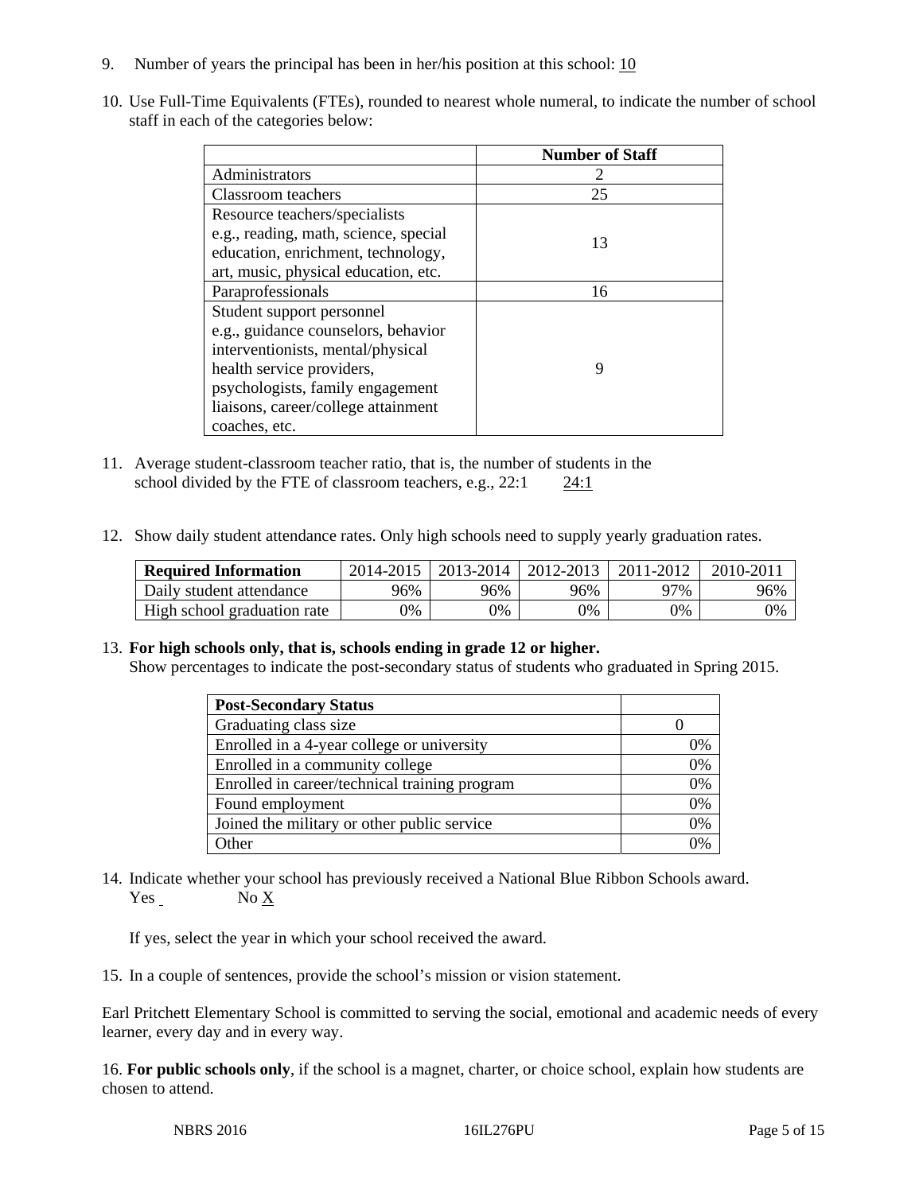9. Number of years the principal has been in her/his position at this school: 10

10. Use Full-Time Equivalents (FTEs), rounded to nearest whole numeral, to indicate the number of school staff in each of the categories below:

| | Number of Staff |
|---|---|
| Administrators | 2 |
| Classroom teachers | 25 |
| Resource teachers/specialists e.g., reading, math, science, special education, enrichment, technology, art, music, physical education, etc. | 13 |
| Paraprofessionals | 16 |
| Student support personnel e.g., guidance counselors, behavior interventionists, mental/physical health service providers, psychologists, family engagement liaisons, career/college attainment coaches, etc. | 9 |

11. Average student-classroom teacher ratio, that is, the number of students in the school divided by the FTE of classroom teachers, e.g., 22:1 24:1

12. Show daily student attendance rates. Only high schools need to supply yearly graduation rates.

| Required Information | 2014-2015 | 2013-2014 | 2012-2013 | 2011-2012 | 2010-2011 |
|---|---|---|---|---|---|
| Daily student attendance | 96% | 96% | 96% | 97% | 96% |
| High school graduation rate | 0% | 0% | 0% | 0% | 0% |

13. **For high schools only, that is, schools ending in grade 12 or higher.**
Show percentages to indicate the post-secondary status of students who graduated in Spring 2015.

| Post-Secondary Status | |
|---|---|
| Graduating class size | 0 |
| Enrolled in a 4-year college or university | 0% |
| Enrolled in a community college | 0% |
| Enrolled in career/technical training program | 0% |
| Found employment | 0% |
| Joined the military or other public service | 0% |
| Other | 0% |

14. Indicate whether your school has previously received a National Blue Ribbon Schools award.
Yes  No X

If yes, select the year in which your school received the award.

15. In a couple of sentences, provide the school's mission or vision statement.

Earl Pritchett Elementary School is committed to serving the social, emotional and academic needs of every learner, every day and in every way.

16. **For public schools only**, if the school is a magnet, charter, or choice school, explain how students are chosen to attend.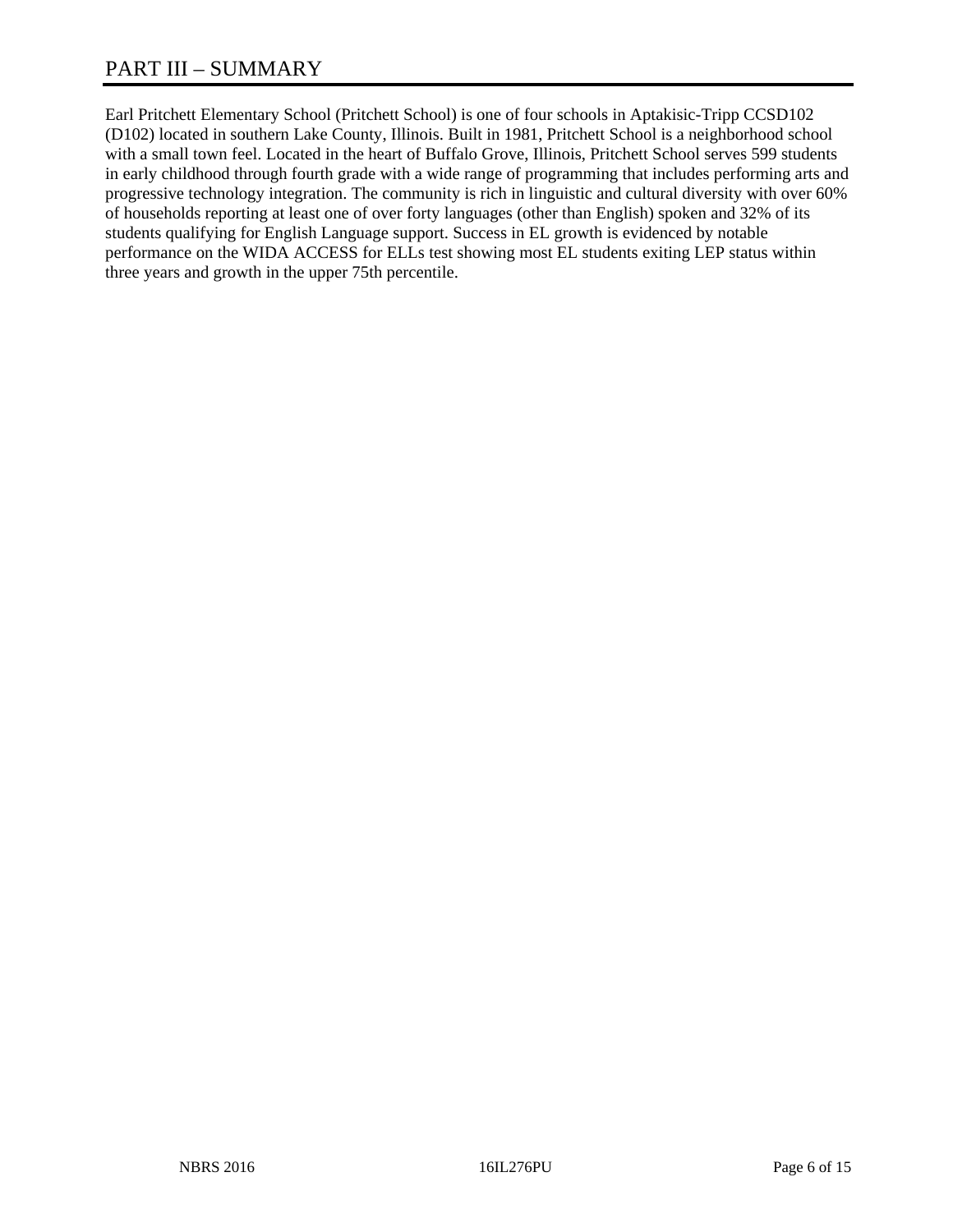# PART III – SUMMARY

Earl Pritchett Elementary School (Pritchett School) is one of four schools in Aptakisic-Tripp CCSD102 (D102) located in southern Lake County, Illinois. Built in 1981, Pritchett School is a neighborhood school with a small town feel. Located in the heart of Buffalo Grove, Illinois, Pritchett School serves 599 students in early childhood through fourth grade with a wide range of programming that includes performing arts and progressive technology integration. The community is rich in linguistic and cultural diversity with over 60% of households reporting at least one of over forty languages (other than English) spoken and 32% of its students qualifying for English Language support. Success in EL growth is evidenced by notable performance on the WIDA ACCESS for ELLs test showing most EL students exiting LEP status within three years and growth in the upper 75th percentile.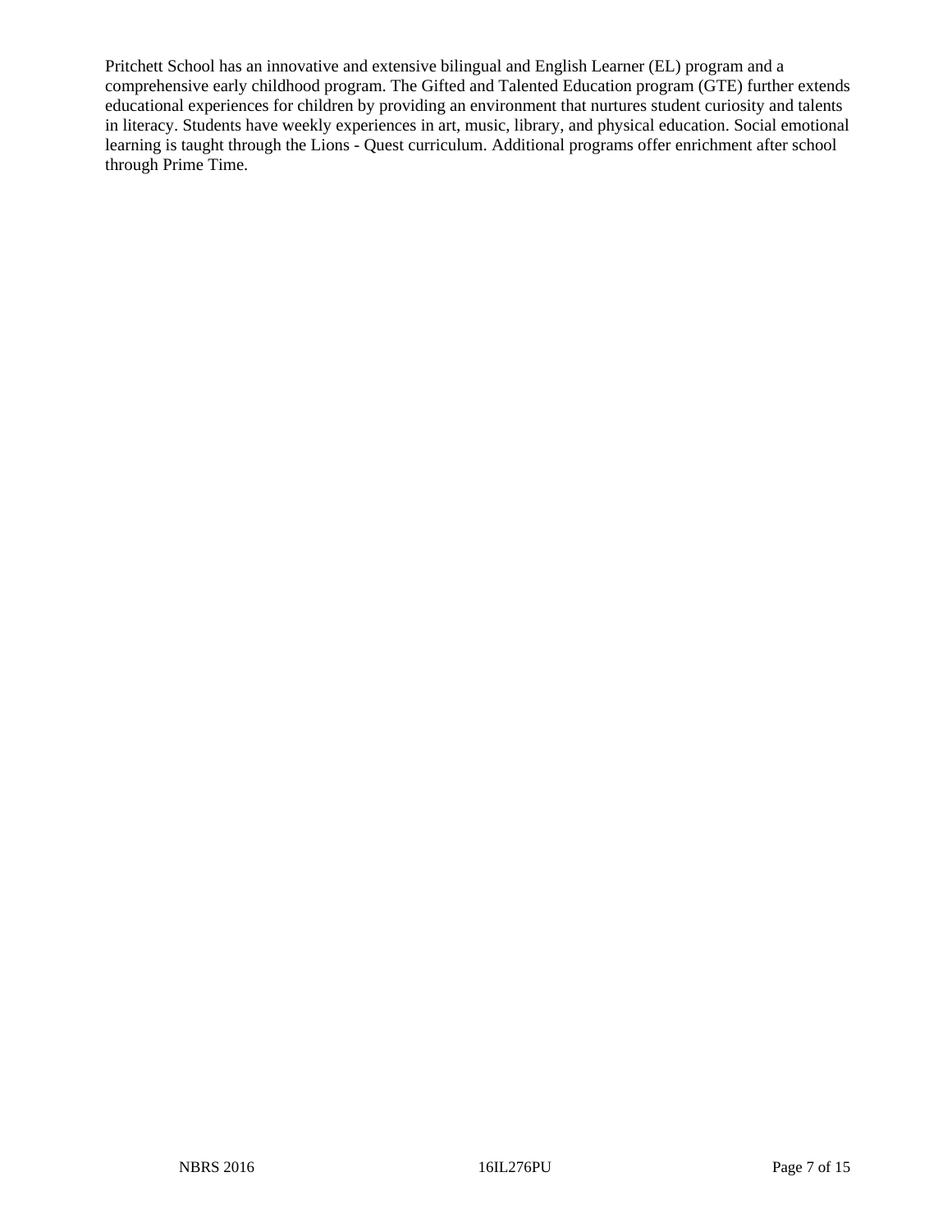Pritchett School has an innovative and extensive bilingual and English Learner (EL) program and a comprehensive early childhood program. The Gifted and Talented Education program (GTE) further extends educational experiences for children by providing an environment that nurtures student curiosity and talents in literacy. Students have weekly experiences in art, music, library, and physical education. Social emotional learning is taught through the Lions - Quest curriculum. Additional programs offer enrichment after school through Prime Time.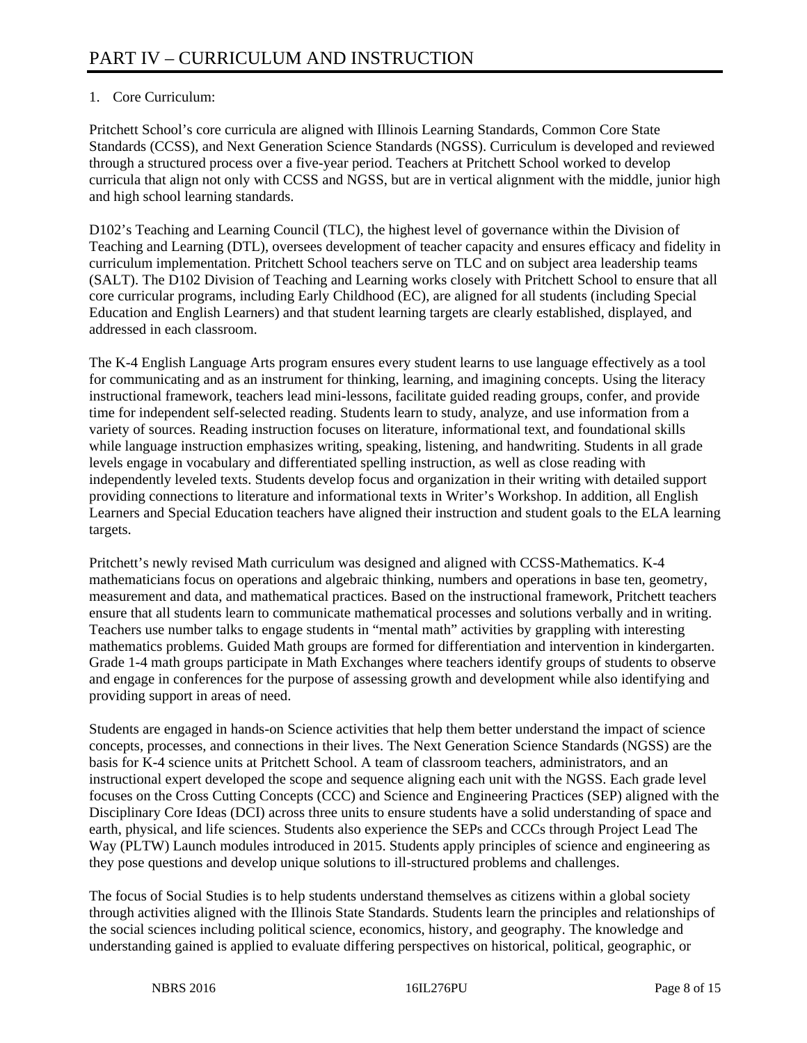# PART IV – CURRICULUM AND INSTRUCTION

1. Core Curriculum:

Pritchett School's core curricula are aligned with Illinois Learning Standards, Common Core State Standards (CCSS), and Next Generation Science Standards (NGSS). Curriculum is developed and reviewed through a structured process over a five-year period. Teachers at Pritchett School worked to develop curricula that align not only with CCSS and NGSS, but are in vertical alignment with the middle, junior high and high school learning standards.

D102's Teaching and Learning Council (TLC), the highest level of governance within the Division of Teaching and Learning (DTL), oversees development of teacher capacity and ensures efficacy and fidelity in curriculum implementation. Pritchett School teachers serve on TLC and on subject area leadership teams (SALT). The D102 Division of Teaching and Learning works closely with Pritchett School to ensure that all core curricular programs, including Early Childhood (EC), are aligned for all students (including Special Education and English Learners) and that student learning targets are clearly established, displayed, and addressed in each classroom.

The K-4 English Language Arts program ensures every student learns to use language effectively as a tool for communicating and as an instrument for thinking, learning, and imagining concepts. Using the literacy instructional framework, teachers lead mini-lessons, facilitate guided reading groups, confer, and provide time for independent self-selected reading. Students learn to study, analyze, and use information from a variety of sources. Reading instruction focuses on literature, informational text, and foundational skills while language instruction emphasizes writing, speaking, listening, and handwriting. Students in all grade levels engage in vocabulary and differentiated spelling instruction, as well as close reading with independently leveled texts. Students develop focus and organization in their writing with detailed support providing connections to literature and informational texts in Writer's Workshop. In addition, all English Learners and Special Education teachers have aligned their instruction and student goals to the ELA learning targets.

Pritchett's newly revised Math curriculum was designed and aligned with CCSS-Mathematics. K-4 mathematicians focus on operations and algebraic thinking, numbers and operations in base ten, geometry, measurement and data, and mathematical practices. Based on the instructional framework, Pritchett teachers ensure that all students learn to communicate mathematical processes and solutions verbally and in writing. Teachers use number talks to engage students in "mental math" activities by grappling with interesting mathematics problems. Guided Math groups are formed for differentiation and intervention in kindergarten. Grade 1-4 math groups participate in Math Exchanges where teachers identify groups of students to observe and engage in conferences for the purpose of assessing growth and development while also identifying and providing support in areas of need.

Students are engaged in hands-on Science activities that help them better understand the impact of science concepts, processes, and connections in their lives. The Next Generation Science Standards (NGSS) are the basis for K-4 science units at Pritchett School. A team of classroom teachers, administrators, and an instructional expert developed the scope and sequence aligning each unit with the NGSS. Each grade level focuses on the Cross Cutting Concepts (CCC) and Science and Engineering Practices (SEP) aligned with the Disciplinary Core Ideas (DCI) across three units to ensure students have a solid understanding of space and earth, physical, and life sciences. Students also experience the SEPs and CCCs through Project Lead The Way (PLTW) Launch modules introduced in 2015. Students apply principles of science and engineering as they pose questions and develop unique solutions to ill-structured problems and challenges.

The focus of Social Studies is to help students understand themselves as citizens within a global society through activities aligned with the Illinois State Standards. Students learn the principles and relationships of the social sciences including political science, economics, history, and geography. The knowledge and understanding gained is applied to evaluate differing perspectives on historical, political, geographic, or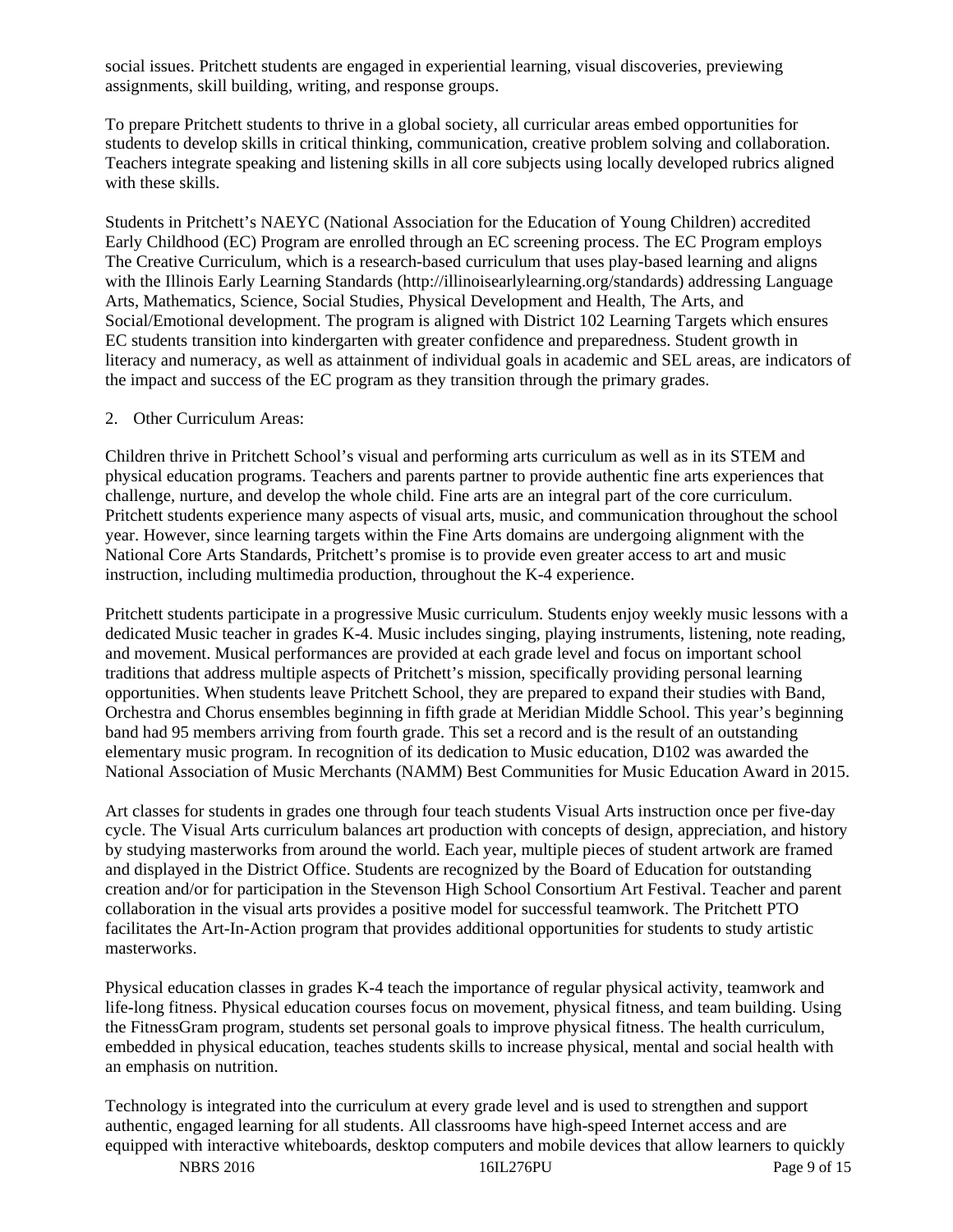social issues. Pritchett students are engaged in experiential learning, visual discoveries, previewing assignments, skill building, writing, and response groups.

To prepare Pritchett students to thrive in a global society, all curricular areas embed opportunities for students to develop skills in critical thinking, communication, creative problem solving and collaboration. Teachers integrate speaking and listening skills in all core subjects using locally developed rubrics aligned with these skills.

Students in Pritchett's NAEYC (National Association for the Education of Young Children) accredited Early Childhood (EC) Program are enrolled through an EC screening process. The EC Program employs The Creative Curriculum, which is a research-based curriculum that uses play-based learning and aligns with the Illinois Early Learning Standards (http://illinoisearlylearning.org/standards) addressing Language Arts, Mathematics, Science, Social Studies, Physical Development and Health, The Arts, and Social/Emotional development. The program is aligned with District 102 Learning Targets which ensures EC students transition into kindergarten with greater confidence and preparedness. Student growth in literacy and numeracy, as well as attainment of individual goals in academic and SEL areas, are indicators of the impact and success of the EC program as they transition through the primary grades.

2. Other Curriculum Areas:

Children thrive in Pritchett School's visual and performing arts curriculum as well as in its STEM and physical education programs. Teachers and parents partner to provide authentic fine arts experiences that challenge, nurture, and develop the whole child. Fine arts are an integral part of the core curriculum. Pritchett students experience many aspects of visual arts, music, and communication throughout the school year. However, since learning targets within the Fine Arts domains are undergoing alignment with the National Core Arts Standards, Pritchett's promise is to provide even greater access to art and music instruction, including multimedia production, throughout the K-4 experience.

Pritchett students participate in a progressive Music curriculum. Students enjoy weekly music lessons with a dedicated Music teacher in grades K-4. Music includes singing, playing instruments, listening, note reading, and movement. Musical performances are provided at each grade level and focus on important school traditions that address multiple aspects of Pritchett's mission, specifically providing personal learning opportunities. When students leave Pritchett School, they are prepared to expand their studies with Band, Orchestra and Chorus ensembles beginning in fifth grade at Meridian Middle School. This year's beginning band had 95 members arriving from fourth grade. This set a record and is the result of an outstanding elementary music program. In recognition of its dedication to Music education, D102 was awarded the National Association of Music Merchants (NAMM) Best Communities for Music Education Award in 2015.

Art classes for students in grades one through four teach students Visual Arts instruction once per five-day cycle. The Visual Arts curriculum balances art production with concepts of design, appreciation, and history by studying masterworks from around the world. Each year, multiple pieces of student artwork are framed and displayed in the District Office. Students are recognized by the Board of Education for outstanding creation and/or for participation in the Stevenson High School Consortium Art Festival. Teacher and parent collaboration in the visual arts provides a positive model for successful teamwork. The Pritchett PTO facilitates the Art-In-Action program that provides additional opportunities for students to study artistic masterworks.

Physical education classes in grades K-4 teach the importance of regular physical activity, teamwork and life-long fitness. Physical education courses focus on movement, physical fitness, and team building. Using the FitnessGram program, students set personal goals to improve physical fitness. The health curriculum, embedded in physical education, teaches students skills to increase physical, mental and social health with an emphasis on nutrition.

Technology is integrated into the curriculum at every grade level and is used to strengthen and support authentic, engaged learning for all students. All classrooms have high-speed Internet access and are equipped with interactive whiteboards, desktop computers and mobile devices that allow learners to quickly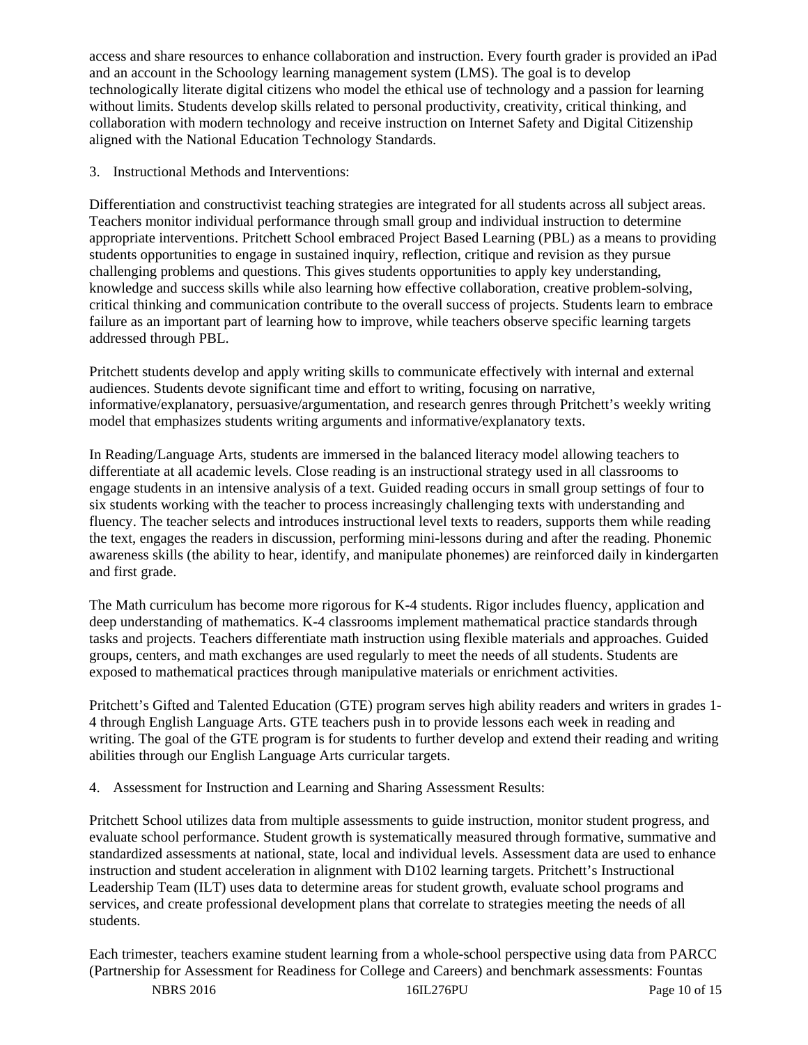access and share resources to enhance collaboration and instruction. Every fourth grader is provided an iPad and an account in the Schoology learning management system (LMS). The goal is to develop technologically literate digital citizens who model the ethical use of technology and a passion for learning without limits. Students develop skills related to personal productivity, creativity, critical thinking, and collaboration with modern technology and receive instruction on Internet Safety and Digital Citizenship aligned with the National Education Technology Standards.

3. Instructional Methods and Interventions:

Differentiation and constructivist teaching strategies are integrated for all students across all subject areas. Teachers monitor individual performance through small group and individual instruction to determine appropriate interventions. Pritchett School embraced Project Based Learning (PBL) as a means to providing students opportunities to engage in sustained inquiry, reflection, critique and revision as they pursue challenging problems and questions. This gives students opportunities to apply key understanding, knowledge and success skills while also learning how effective collaboration, creative problem-solving, critical thinking and communication contribute to the overall success of projects. Students learn to embrace failure as an important part of learning how to improve, while teachers observe specific learning targets addressed through PBL.

Pritchett students develop and apply writing skills to communicate effectively with internal and external audiences. Students devote significant time and effort to writing, focusing on narrative, informative/explanatory, persuasive/argumentation, and research genres through Pritchett's weekly writing model that emphasizes students writing arguments and informative/explanatory texts.

In Reading/Language Arts, students are immersed in the balanced literacy model allowing teachers to differentiate at all academic levels. Close reading is an instructional strategy used in all classrooms to engage students in an intensive analysis of a text. Guided reading occurs in small group settings of four to six students working with the teacher to process increasingly challenging texts with understanding and fluency. The teacher selects and introduces instructional level texts to readers, supports them while reading the text, engages the readers in discussion, performing mini-lessons during and after the reading. Phonemic awareness skills (the ability to hear, identify, and manipulate phonemes) are reinforced daily in kindergarten and first grade.

The Math curriculum has become more rigorous for K-4 students. Rigor includes fluency, application and deep understanding of mathematics. K-4 classrooms implement mathematical practice standards through tasks and projects. Teachers differentiate math instruction using flexible materials and approaches. Guided groups, centers, and math exchanges are used regularly to meet the needs of all students. Students are exposed to mathematical practices through manipulative materials or enrichment activities.

Pritchett's Gifted and Talented Education (GTE) program serves high ability readers and writers in grades 1-4 through English Language Arts. GTE teachers push in to provide lessons each week in reading and writing. The goal of the GTE program is for students to further develop and extend their reading and writing abilities through our English Language Arts curricular targets.

4. Assessment for Instruction and Learning and Sharing Assessment Results:

Pritchett School utilizes data from multiple assessments to guide instruction, monitor student progress, and evaluate school performance. Student growth is systematically measured through formative, summative and standardized assessments at national, state, local and individual levels. Assessment data are used to enhance instruction and student acceleration in alignment with D102 learning targets. Pritchett's Instructional Leadership Team (ILT) uses data to determine areas for student growth, evaluate school programs and services, and create professional development plans that correlate to strategies meeting the needs of all students.

Each trimester, teachers examine student learning from a whole-school perspective using data from PARCC (Partnership for Assessment for Readiness for College and Careers) and benchmark assessments: Fountas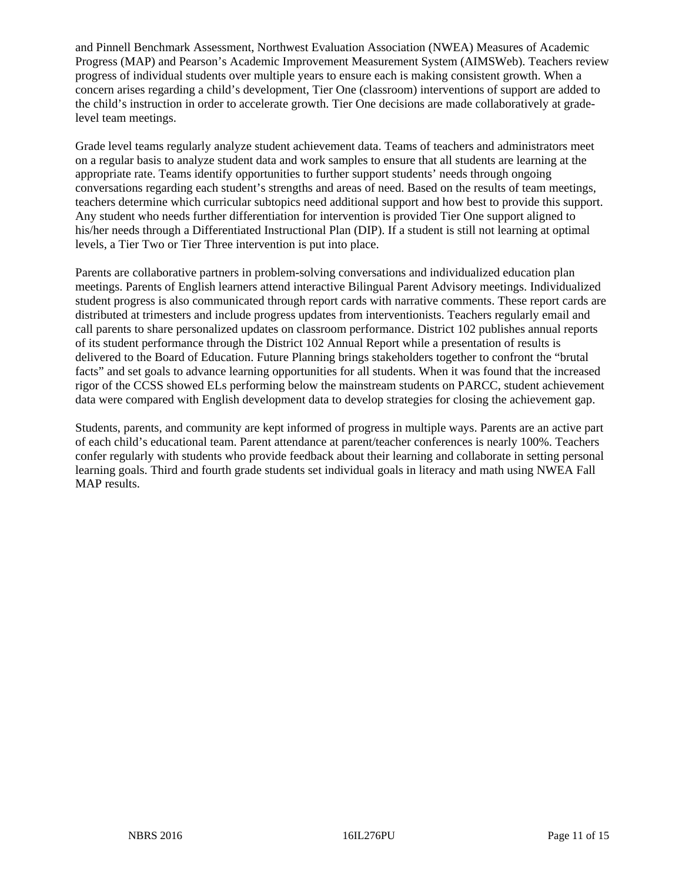and Pinnell Benchmark Assessment, Northwest Evaluation Association (NWEA) Measures of Academic Progress (MAP) and Pearson's Academic Improvement Measurement System (AIMSWeb). Teachers review progress of individual students over multiple years to ensure each is making consistent growth. When a concern arises regarding a child's development, Tier One (classroom) interventions of support are added to the child's instruction in order to accelerate growth. Tier One decisions are made collaboratively at grade-level team meetings.

Grade level teams regularly analyze student achievement data. Teams of teachers and administrators meet on a regular basis to analyze student data and work samples to ensure that all students are learning at the appropriate rate. Teams identify opportunities to further support students' needs through ongoing conversations regarding each student's strengths and areas of need. Based on the results of team meetings, teachers determine which curricular subtopics need additional support and how best to provide this support. Any student who needs further differentiation for intervention is provided Tier One support aligned to his/her needs through a Differentiated Instructional Plan (DIP). If a student is still not learning at optimal levels, a Tier Two or Tier Three intervention is put into place.

Parents are collaborative partners in problem-solving conversations and individualized education plan meetings. Parents of English learners attend interactive Bilingual Parent Advisory meetings. Individualized student progress is also communicated through report cards with narrative comments. These report cards are distributed at trimesters and include progress updates from interventionists. Teachers regularly email and call parents to share personalized updates on classroom performance. District 102 publishes annual reports of its student performance through the District 102 Annual Report while a presentation of results is delivered to the Board of Education. Future Planning brings stakeholders together to confront the "brutal facts" and set goals to advance learning opportunities for all students. When it was found that the increased rigor of the CCSS showed ELs performing below the mainstream students on PARCC, student achievement data were compared with English development data to develop strategies for closing the achievement gap.

Students, parents, and community are kept informed of progress in multiple ways. Parents are an active part of each child's educational team. Parent attendance at parent/teacher conferences is nearly 100%. Teachers confer regularly with students who provide feedback about their learning and collaborate in setting personal learning goals. Third and fourth grade students set individual goals in literacy and math using NWEA Fall MAP results.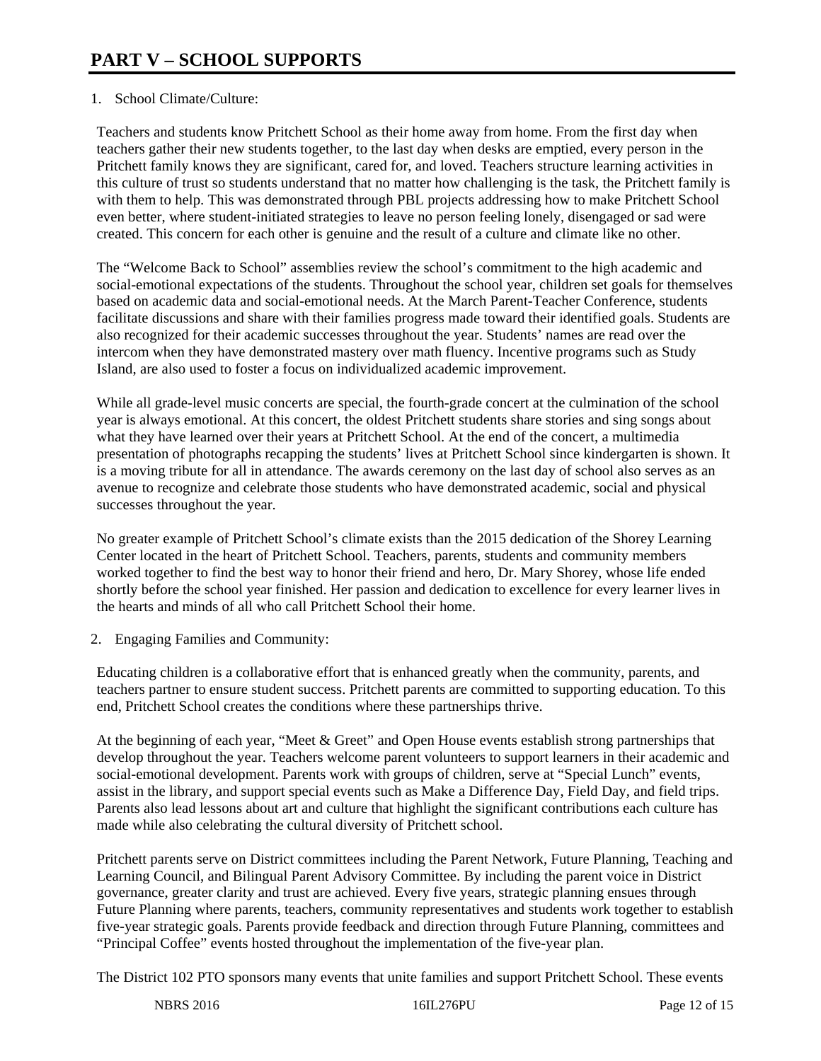# PART V – SCHOOL SUPPORTS

1. School Climate/Culture:

Teachers and students know Pritchett School as their home away from home. From the first day when teachers gather their new students together, to the last day when desks are emptied, every person in the Pritchett family knows they are significant, cared for, and loved. Teachers structure learning activities in this culture of trust so students understand that no matter how challenging is the task, the Pritchett family is with them to help. This was demonstrated through PBL projects addressing how to make Pritchett School even better, where student-initiated strategies to leave no person feeling lonely, disengaged or sad were created. This concern for each other is genuine and the result of a culture and climate like no other.

The “Welcome Back to School” assemblies review the school’s commitment to the high academic and social-emotional expectations of the students. Throughout the school year, children set goals for themselves based on academic data and social-emotional needs. At the March Parent-Teacher Conference, students facilitate discussions and share with their families progress made toward their identified goals. Students are also recognized for their academic successes throughout the year. Students’ names are read over the intercom when they have demonstrated mastery over math fluency. Incentive programs such as Study Island, are also used to foster a focus on individualized academic improvement.

While all grade-level music concerts are special, the fourth-grade concert at the culmination of the school year is always emotional. At this concert, the oldest Pritchett students share stories and sing songs about what they have learned over their years at Pritchett School. At the end of the concert, a multimedia presentation of photographs recapping the students’ lives at Pritchett School since kindergarten is shown. It is a moving tribute for all in attendance. The awards ceremony on the last day of school also serves as an avenue to recognize and celebrate those students who have demonstrated academic, social and physical successes throughout the year.

No greater example of Pritchett School’s climate exists than the 2015 dedication of the Shorey Learning Center located in the heart of Pritchett School. Teachers, parents, students and community members worked together to find the best way to honor their friend and hero, Dr. Mary Shorey, whose life ended shortly before the school year finished. Her passion and dedication to excellence for every learner lives in the hearts and minds of all who call Pritchett School their home.

2. Engaging Families and Community:

Educating children is a collaborative effort that is enhanced greatly when the community, parents, and teachers partner to ensure student success. Pritchett parents are committed to supporting education. To this end, Pritchett School creates the conditions where these partnerships thrive.

At the beginning of each year, “Meet & Greet” and Open House events establish strong partnerships that develop throughout the year. Teachers welcome parent volunteers to support learners in their academic and social-emotional development. Parents work with groups of children, serve at “Special Lunch” events, assist in the library, and support special events such as Make a Difference Day, Field Day, and field trips. Parents also lead lessons about art and culture that highlight the significant contributions each culture has made while also celebrating the cultural diversity of Pritchett school.

Pritchett parents serve on District committees including the Parent Network, Future Planning, Teaching and Learning Council, and Bilingual Parent Advisory Committee. By including the parent voice in District governance, greater clarity and trust are achieved. Every five years, strategic planning ensues through Future Planning where parents, teachers, community representatives and students work together to establish five-year strategic goals. Parents provide feedback and direction through Future Planning, committees and “Principal Coffee” events hosted throughout the implementation of the five-year plan.

The District 102 PTO sponsors many events that unite families and support Pritchett School. These events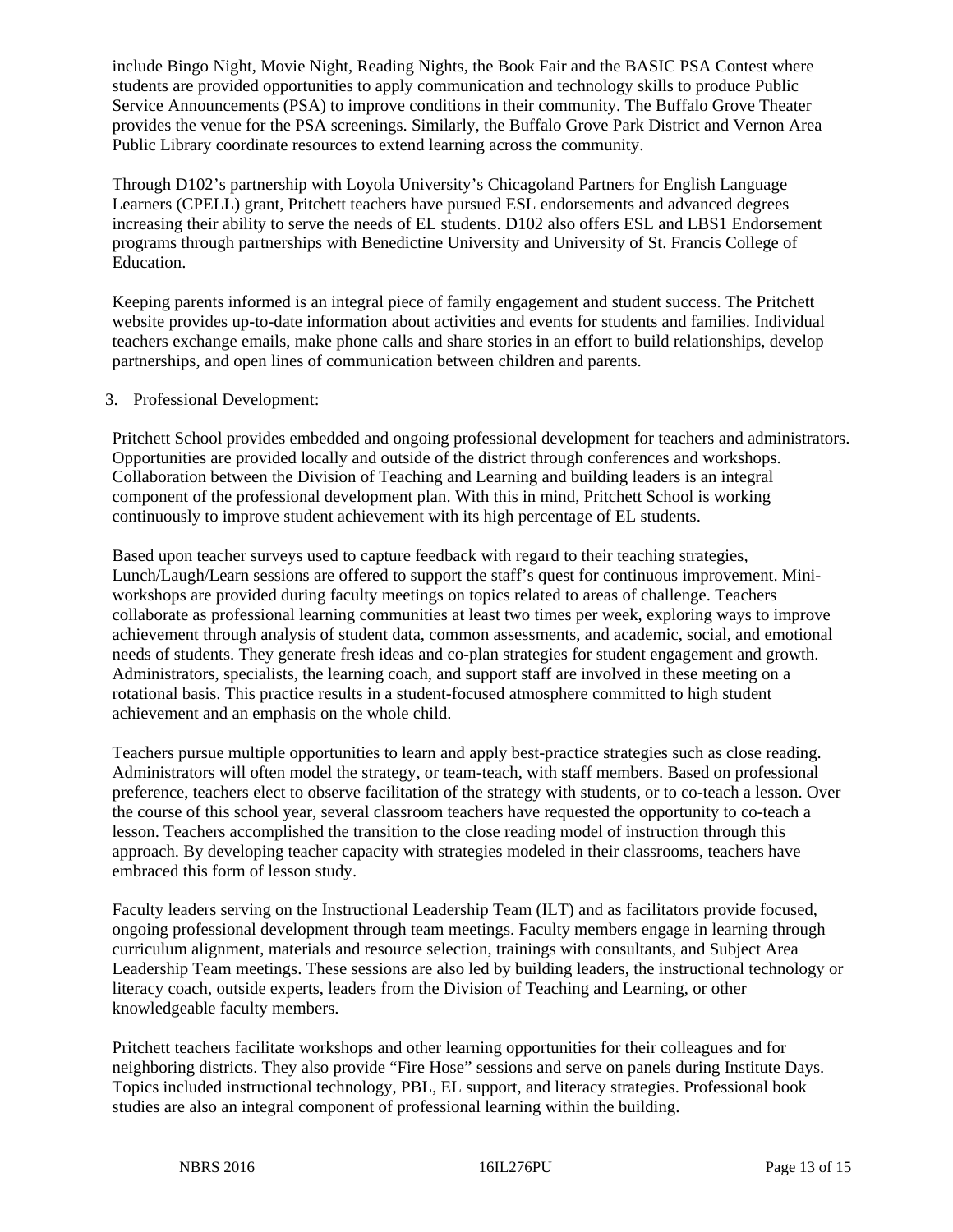include Bingo Night, Movie Night, Reading Nights, the Book Fair and the BASIC PSA Contest where students are provided opportunities to apply communication and technology skills to produce Public Service Announcements (PSA) to improve conditions in their community. The Buffalo Grove Theater provides the venue for the PSA screenings. Similarly, the Buffalo Grove Park District and Vernon Area Public Library coordinate resources to extend learning across the community.

Through D102's partnership with Loyola University's Chicagoland Partners for English Language Learners (CPELL) grant, Pritchett teachers have pursued ESL endorsements and advanced degrees increasing their ability to serve the needs of EL students. D102 also offers ESL and LBS1 Endorsement programs through partnerships with Benedictine University and University of St. Francis College of Education.

Keeping parents informed is an integral piece of family engagement and student success. The Pritchett website provides up-to-date information about activities and events for students and families. Individual teachers exchange emails, make phone calls and share stories in an effort to build relationships, develop partnerships, and open lines of communication between children and parents.

3. Professional Development:

Pritchett School provides embedded and ongoing professional development for teachers and administrators. Opportunities are provided locally and outside of the district through conferences and workshops. Collaboration between the Division of Teaching and Learning and building leaders is an integral component of the professional development plan. With this in mind, Pritchett School is working continuously to improve student achievement with its high percentage of EL students.

Based upon teacher surveys used to capture feedback with regard to their teaching strategies, Lunch/Laugh/Learn sessions are offered to support the staff's quest for continuous improvement. Mini-workshops are provided during faculty meetings on topics related to areas of challenge. Teachers collaborate as professional learning communities at least two times per week, exploring ways to improve achievement through analysis of student data, common assessments, and academic, social, and emotional needs of students. They generate fresh ideas and co-plan strategies for student engagement and growth. Administrators, specialists, the learning coach, and support staff are involved in these meeting on a rotational basis. This practice results in a student-focused atmosphere committed to high student achievement and an emphasis on the whole child.

Teachers pursue multiple opportunities to learn and apply best-practice strategies such as close reading. Administrators will often model the strategy, or team-teach, with staff members. Based on professional preference, teachers elect to observe facilitation of the strategy with students, or to co-teach a lesson. Over the course of this school year, several classroom teachers have requested the opportunity to co-teach a lesson. Teachers accomplished the transition to the close reading model of instruction through this approach. By developing teacher capacity with strategies modeled in their classrooms, teachers have embraced this form of lesson study.

Faculty leaders serving on the Instructional Leadership Team (ILT) and as facilitators provide focused, ongoing professional development through team meetings. Faculty members engage in learning through curriculum alignment, materials and resource selection, trainings with consultants, and Subject Area Leadership Team meetings. These sessions are also led by building leaders, the instructional technology or literacy coach, outside experts, leaders from the Division of Teaching and Learning, or other knowledgeable faculty members.

Pritchett teachers facilitate workshops and other learning opportunities for their colleagues and for neighboring districts. They also provide "Fire Hose" sessions and serve on panels during Institute Days. Topics included instructional technology, PBL, EL support, and literacy strategies. Professional book studies are also an integral component of professional learning within the building.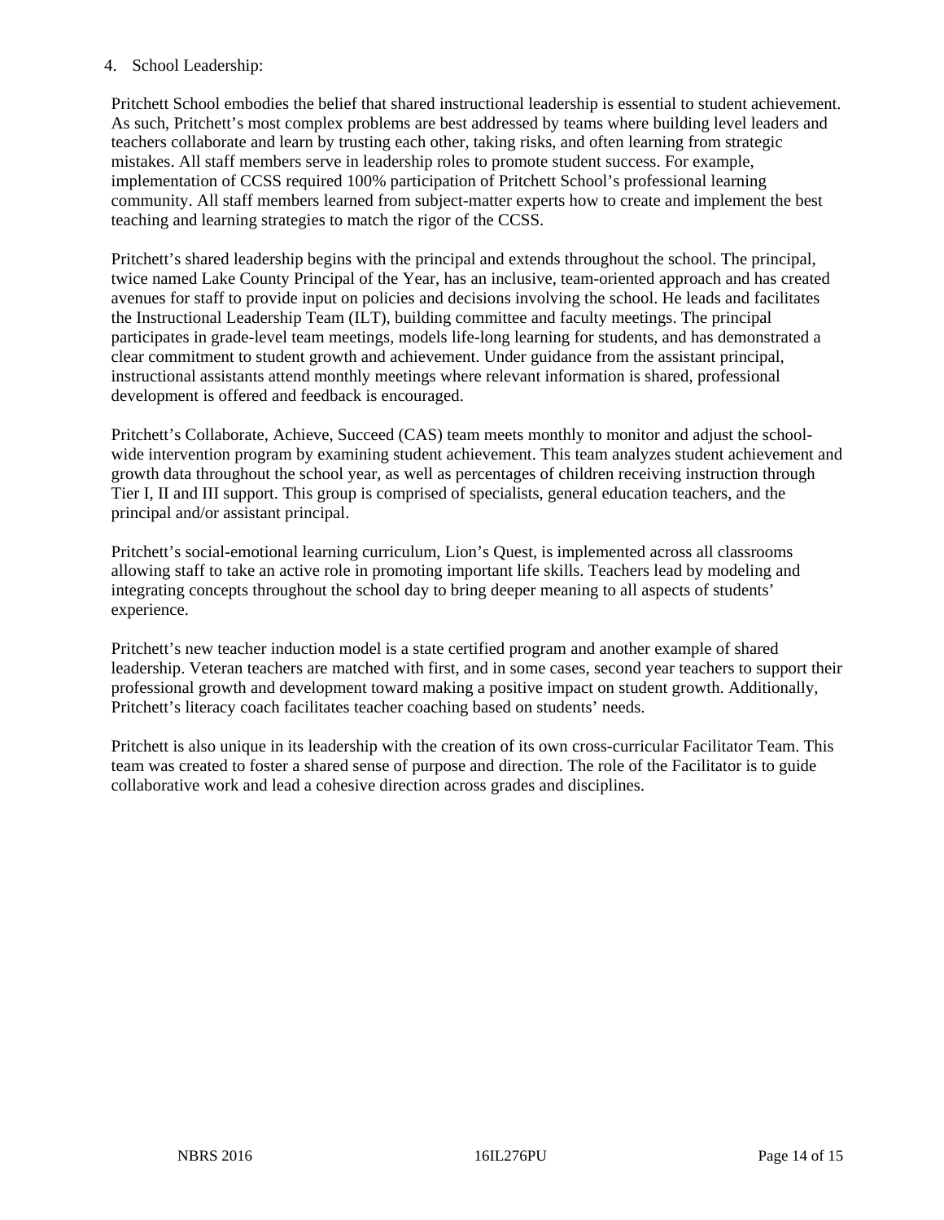4. School Leadership:

Pritchett School embodies the belief that shared instructional leadership is essential to student achievement. As such, Pritchett's most complex problems are best addressed by teams where building level leaders and teachers collaborate and learn by trusting each other, taking risks, and often learning from strategic mistakes. All staff members serve in leadership roles to promote student success. For example, implementation of CCSS required 100% participation of Pritchett School's professional learning community. All staff members learned from subject-matter experts how to create and implement the best teaching and learning strategies to match the rigor of the CCSS.

Pritchett's shared leadership begins with the principal and extends throughout the school. The principal, twice named Lake County Principal of the Year, has an inclusive, team-oriented approach and has created avenues for staff to provide input on policies and decisions involving the school. He leads and facilitates the Instructional Leadership Team (ILT), building committee and faculty meetings. The principal participates in grade-level team meetings, models life-long learning for students, and has demonstrated a clear commitment to student growth and achievement. Under guidance from the assistant principal, instructional assistants attend monthly meetings where relevant information is shared, professional development is offered and feedback is encouraged.

Pritchett's Collaborate, Achieve, Succeed (CAS) team meets monthly to monitor and adjust the school-wide intervention program by examining student achievement. This team analyzes student achievement and growth data throughout the school year, as well as percentages of children receiving instruction through Tier I, II and III support. This group is comprised of specialists, general education teachers, and the principal and/or assistant principal.

Pritchett's social-emotional learning curriculum, Lion's Quest, is implemented across all classrooms allowing staff to take an active role in promoting important life skills. Teachers lead by modeling and integrating concepts throughout the school day to bring deeper meaning to all aspects of students' experience.

Pritchett's new teacher induction model is a state certified program and another example of shared leadership. Veteran teachers are matched with first, and in some cases, second year teachers to support their professional growth and development toward making a positive impact on student growth. Additionally, Pritchett's literacy coach facilitates teacher coaching based on students' needs.

Pritchett is also unique in its leadership with the creation of its own cross-curricular Facilitator Team. This team was created to foster a shared sense of purpose and direction. The role of the Facilitator is to guide collaborative work and lead a cohesive direction across grades and disciplines.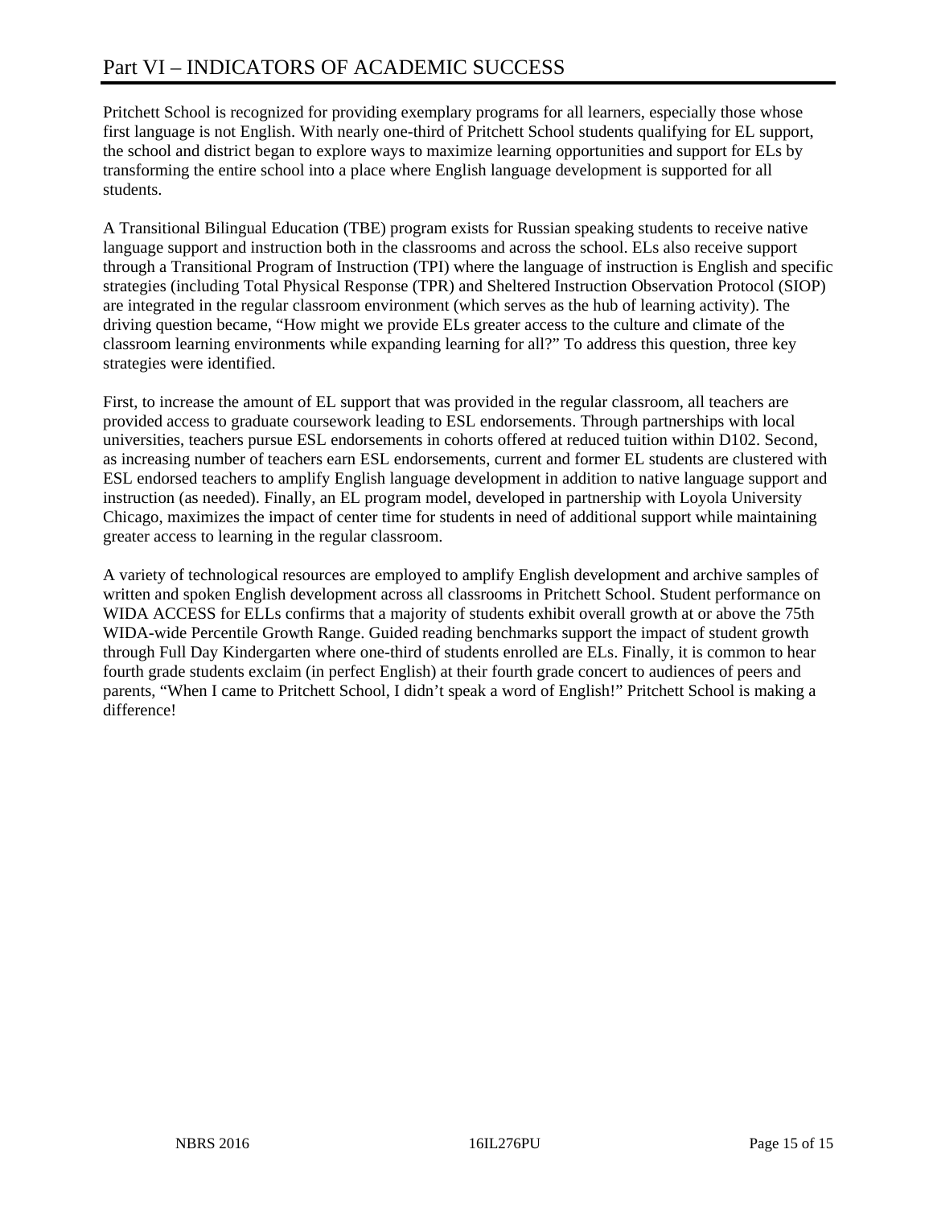# Part VI – INDICATORS OF ACADEMIC SUCCESS

Pritchett School is recognized for providing exemplary programs for all learners, especially those whose first language is not English. With nearly one-third of Pritchett School students qualifying for EL support, the school and district began to explore ways to maximize learning opportunities and support for ELs by transforming the entire school into a place where English language development is supported for all students.

A Transitional Bilingual Education (TBE) program exists for Russian speaking students to receive native language support and instruction both in the classrooms and across the school. ELs also receive support through a Transitional Program of Instruction (TPI) where the language of instruction is English and specific strategies (including Total Physical Response (TPR) and Sheltered Instruction Observation Protocol (SIOP) are integrated in the regular classroom environment (which serves as the hub of learning activity). The driving question became, "How might we provide ELs greater access to the culture and climate of the classroom learning environments while expanding learning for all?" To address this question, three key strategies were identified.

First, to increase the amount of EL support that was provided in the regular classroom, all teachers are provided access to graduate coursework leading to ESL endorsements. Through partnerships with local universities, teachers pursue ESL endorsements in cohorts offered at reduced tuition within D102. Second, as increasing number of teachers earn ESL endorsements, current and former EL students are clustered with ESL endorsed teachers to amplify English language development in addition to native language support and instruction (as needed). Finally, an EL program model, developed in partnership with Loyola University Chicago, maximizes the impact of center time for students in need of additional support while maintaining greater access to learning in the regular classroom.

A variety of technological resources are employed to amplify English development and archive samples of written and spoken English development across all classrooms in Pritchett School. Student performance on WIDA ACCESS for ELLs confirms that a majority of students exhibit overall growth at or above the 75th WIDA-wide Percentile Growth Range. Guided reading benchmarks support the impact of student growth through Full Day Kindergarten where one-third of students enrolled are ELs. Finally, it is common to hear fourth grade students exclaim (in perfect English) at their fourth grade concert to audiences of peers and parents, "When I came to Pritchett School, I didn't speak a word of English!" Pritchett School is making a difference!